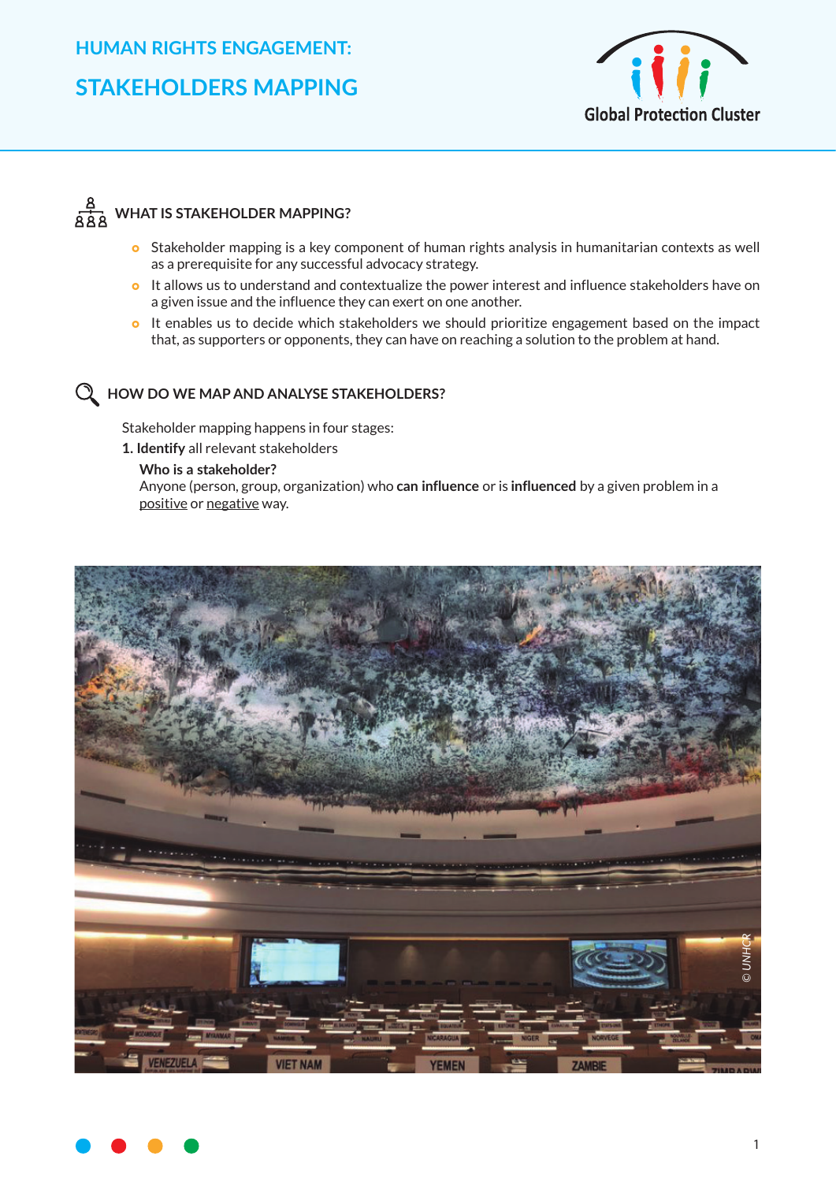# HUMAN RIGHTS ENGAGEMENT:

# STAKEHOLDERS MAPPING

Global Protection Cluster

## WHAT IS STAKEHOLDER MAPPING?

- Stakeholder mapping is a key component of human rights analysis in humanitarian contexts as well as a prerequisite for any successful advocacy strategy.
- It allows us to understand and contextualize the power interest and influence stakeholders have on a given issue and the influence they can exert on one another.
- It enables us to decide which stakeholders we should prioritize engagement based on the impact that, as supporters or opponents, they can have on reaching a solution to the problem at hand.

## HOW DO WE MAP AND ANALYSE STAKEHOLDERS?

Stakeholder mapping happens in four stages:

**1. Identify** all relevant stakeholders

**Who is a stakeholder?**
Anyone (person, group, organization) who **can influence** or is **influenced** by a given problem in a positive or negative way.

© UNHCR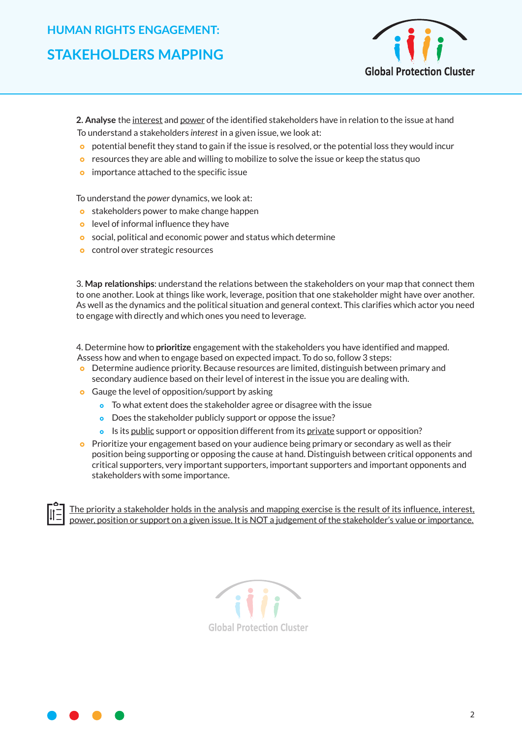**2. Analyse** the interest and power of the identified stakeholders have in relation to the issue at hand

To understand a stakeholders *interest* in a given issue, we look at:

- potential benefit they stand to gain if the issue is resolved, or the potential loss they would incur
- resources they are able and willing to mobilize to solve the issue or keep the status quo
- importance attached to the specific issue

To understand the *power* dynamics, we look at:

- stakeholders power to make change happen
- level of informal influence they have
- social, political and economic power and status which determine
- control over strategic resources

3. **Map relationships**: understand the relations between the stakeholders on your map that connect them to one another. Look at things like work, leverage, position that one stakeholder might have over another. As well as the dynamics and the political situation and general context. This clarifies which actor you need to engage with directly and which ones you need to leverage.

4. Determine how to **prioritize** engagement with the stakeholders you have identified and mapped. Assess how and when to engage based on expected impact. To do so, follow 3 steps:

- Determine audience priority. Because resources are limited, distinguish between primary and secondary audience based on their level of interest in the issue you are dealing with.
- Gauge the level of opposition/support by asking
  - To what extent does the stakeholder agree or disagree with the issue
  - Does the stakeholder publicly support or oppose the issue?
  - Is its public support or opposition different from its private support or opposition?
- Prioritize your engagement based on your audience being primary or secondary as well as their position being supporting or opposing the cause at hand. Distinguish between critical opponents and critical supporters, very important supporters, important supporters and important opponents and stakeholders with some importance.

The priority a stakeholder holds in the analysis and mapping exercise is the result of its influence, interest, power, position or support on a given issue. It is NOT a judgement of the stakeholder's value or importance.